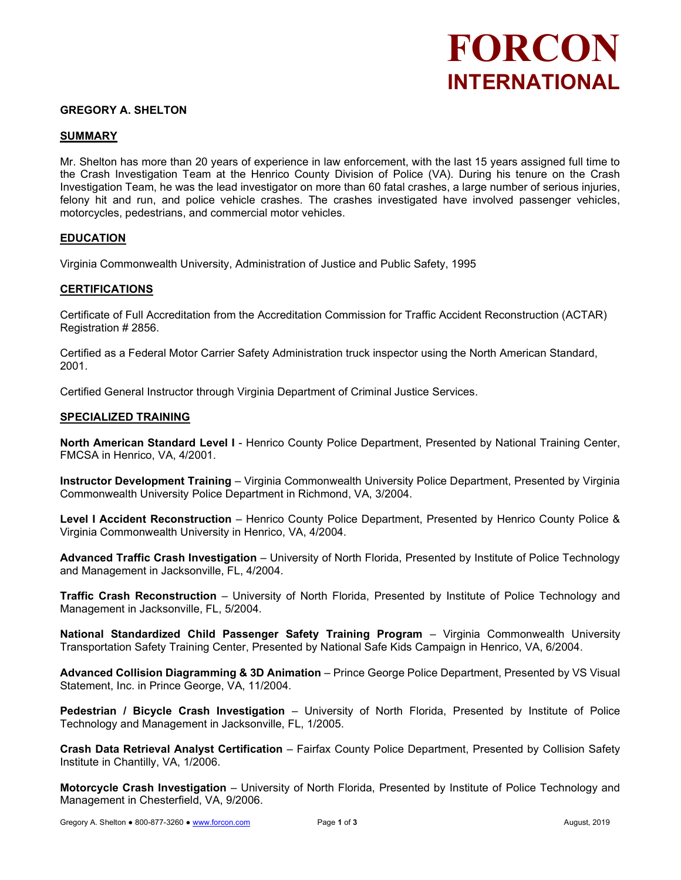# FORCON INTERNATIONAL

**GREGORY A. SHELTON**

## SUMMARY

Mr. Shelton has more than 20 years of experience in law enforcement, with the last 15 years assigned full time to the Crash Investigation Team at the Henrico County Division of Police (VA). During his tenure on the Crash Investigation Team, he was the lead investigator on more than 60 fatal crashes, a large number of serious injuries, felony hit and run, and police vehicle crashes. The crashes investigated have involved passenger vehicles, motorcycles, pedestrians, and commercial motor vehicles.

## EDUCATION

Virginia Commonwealth University, Administration of Justice and Public Safety, 1995

## CERTIFICATIONS

Certificate of Full Accreditation from the Accreditation Commission for Traffic Accident Reconstruction (ACTAR) Registration # 2856.

Certified as a Federal Motor Carrier Safety Administration truck inspector using the North American Standard, 2001.

Certified General Instructor through Virginia Department of Criminal Justice Services.

## SPECIALIZED TRAINING

**North American Standard Level I** - Henrico County Police Department, Presented by National Training Center, FMCSA in Henrico, VA, 4/2001.

**Instructor Development Training** – Virginia Commonwealth University Police Department, Presented by Virginia Commonwealth University Police Department in Richmond, VA, 3/2004.

**Level I Accident Reconstruction** – Henrico County Police Department, Presented by Henrico County Police & Virginia Commonwealth University in Henrico, VA, 4/2004.

**Advanced Traffic Crash Investigation** – University of North Florida, Presented by Institute of Police Technology and Management in Jacksonville, FL, 4/2004.

**Traffic Crash Reconstruction** – University of North Florida, Presented by Institute of Police Technology and Management in Jacksonville, FL, 5/2004.

**National Standardized Child Passenger Safety Training Program** – Virginia Commonwealth University Transportation Safety Training Center, Presented by National Safe Kids Campaign in Henrico, VA, 6/2004.

**Advanced Collision Diagramming & 3D Animation** – Prince George Police Department, Presented by VS Visual Statement, Inc. in Prince George, VA, 11/2004.

**Pedestrian / Bicycle Crash Investigation** – University of North Florida, Presented by Institute of Police Technology and Management in Jacksonville, FL, 1/2005.

**Crash Data Retrieval Analyst Certification** – Fairfax County Police Department, Presented by Collision Safety Institute in Chantilly, VA, 1/2006.

**Motorcycle Crash Investigation** – University of North Florida, Presented by Institute of Police Technology and Management in Chesterfield, VA, 9/2006.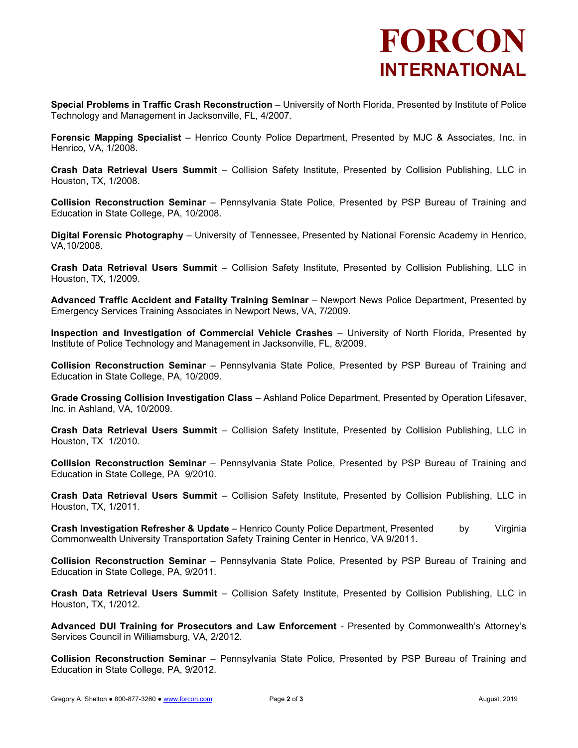**Special Problems in Traffic Crash Reconstruction** – University of North Florida, Presented by Institute of Police Technology and Management in Jacksonville, FL, 4/2007.

**Forensic Mapping Specialist** – Henrico County Police Department, Presented by MJC & Associates, Inc. in Henrico, VA, 1/2008.

**Crash Data Retrieval Users Summit** – Collision Safety Institute, Presented by Collision Publishing, LLC in Houston, TX, 1/2008.

**Collision Reconstruction Seminar** – Pennsylvania State Police, Presented by PSP Bureau of Training and Education in State College, PA, 10/2008.

**Digital Forensic Photography** – University of Tennessee, Presented by National Forensic Academy in Henrico, VA,10/2008.

**Crash Data Retrieval Users Summit** – Collision Safety Institute, Presented by Collision Publishing, LLC in Houston, TX, 1/2009.

**Advanced Traffic Accident and Fatality Training Seminar** – Newport News Police Department, Presented by Emergency Services Training Associates in Newport News, VA, 7/2009.

**Inspection and Investigation of Commercial Vehicle Crashes** – University of North Florida, Presented by Institute of Police Technology and Management in Jacksonville, FL, 8/2009.

**Collision Reconstruction Seminar** – Pennsylvania State Police, Presented by PSP Bureau of Training and Education in State College, PA, 10/2009.

**Grade Crossing Collision Investigation Class** – Ashland Police Department, Presented by Operation Lifesaver, Inc. in Ashland, VA, 10/2009.

**Crash Data Retrieval Users Summit** – Collision Safety Institute, Presented by Collision Publishing, LLC in Houston, TX 1/2010.

**Collision Reconstruction Seminar** – Pennsylvania State Police, Presented by PSP Bureau of Training and Education in State College, PA 9/2010.

**Crash Data Retrieval Users Summit** – Collision Safety Institute, Presented by Collision Publishing, LLC in Houston, TX, 1/2011.

**Crash Investigation Refresher & Update** – Henrico County Police Department, Presented by Virginia Commonwealth University Transportation Safety Training Center in Henrico, VA 9/2011.

**Collision Reconstruction Seminar** – Pennsylvania State Police, Presented by PSP Bureau of Training and Education in State College, PA, 9/2011.

**Crash Data Retrieval Users Summit** – Collision Safety Institute, Presented by Collision Publishing, LLC in Houston, TX, 1/2012.

**Advanced DUI Training for Prosecutors and Law Enforcement** - Presented by Commonwealth's Attorney's Services Council in Williamsburg, VA, 2/2012.

**Collision Reconstruction Seminar** – Pennsylvania State Police, Presented by PSP Bureau of Training and Education in State College, PA, 9/2012.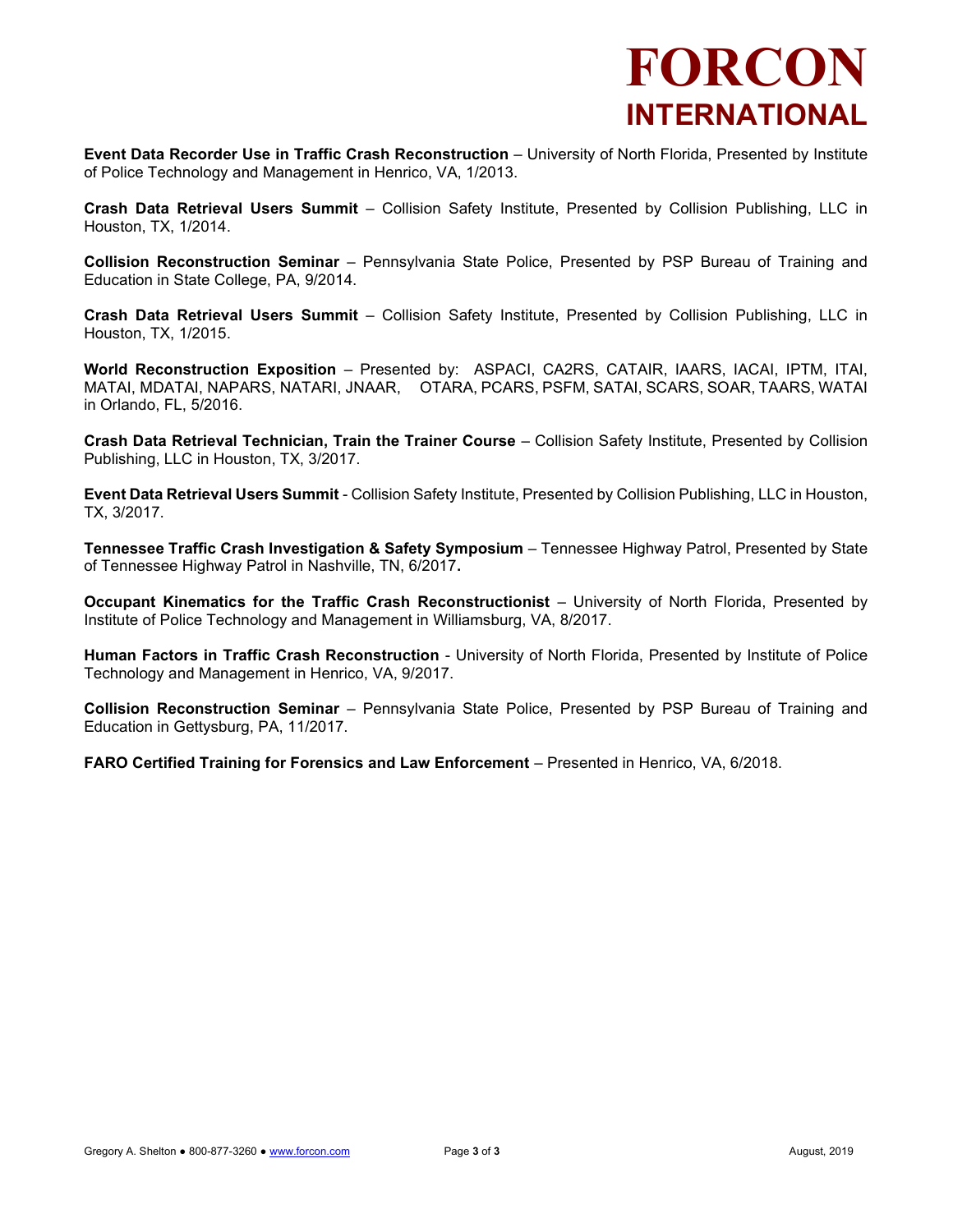**Event Data Recorder Use in Traffic Crash Reconstruction** – University of North Florida, Presented by Institute of Police Technology and Management in Henrico, VA, 1/2013.

**Crash Data Retrieval Users Summit** – Collision Safety Institute, Presented by Collision Publishing, LLC in Houston, TX, 1/2014.

**Collision Reconstruction Seminar** – Pennsylvania State Police, Presented by PSP Bureau of Training and Education in State College, PA, 9/2014.

**Crash Data Retrieval Users Summit** – Collision Safety Institute, Presented by Collision Publishing, LLC in Houston, TX, 1/2015.

**World Reconstruction Exposition** – Presented by: ASPACI, CA2RS, CATAIR, IAARS, IACAI, IPTM, ITAI, MATAI, MDATAI, NAPARS, NATARI, JNAAR, OTARA, PCARS, PSFM, SATAI, SCARS, SOAR, TAARS, WATAI in Orlando, FL, 5/2016.

**Crash Data Retrieval Technician, Train the Trainer Course** – Collision Safety Institute, Presented by Collision Publishing, LLC in Houston, TX, 3/2017.

**Event Data Retrieval Users Summit** - Collision Safety Institute, Presented by Collision Publishing, LLC in Houston, TX, 3/2017.

**Tennessee Traffic Crash Investigation & Safety Symposium** – Tennessee Highway Patrol, Presented by State of Tennessee Highway Patrol in Nashville, TN, 6/2017**.**

**Occupant Kinematics for the Traffic Crash Reconstructionist** – University of North Florida, Presented by Institute of Police Technology and Management in Williamsburg, VA, 8/2017.

**Human Factors in Traffic Crash Reconstruction** - University of North Florida, Presented by Institute of Police Technology and Management in Henrico, VA, 9/2017.

**Collision Reconstruction Seminar** – Pennsylvania State Police, Presented by PSP Bureau of Training and Education in Gettysburg, PA, 11/2017.

**FARO Certified Training for Forensics and Law Enforcement** – Presented in Henrico, VA, 6/2018.